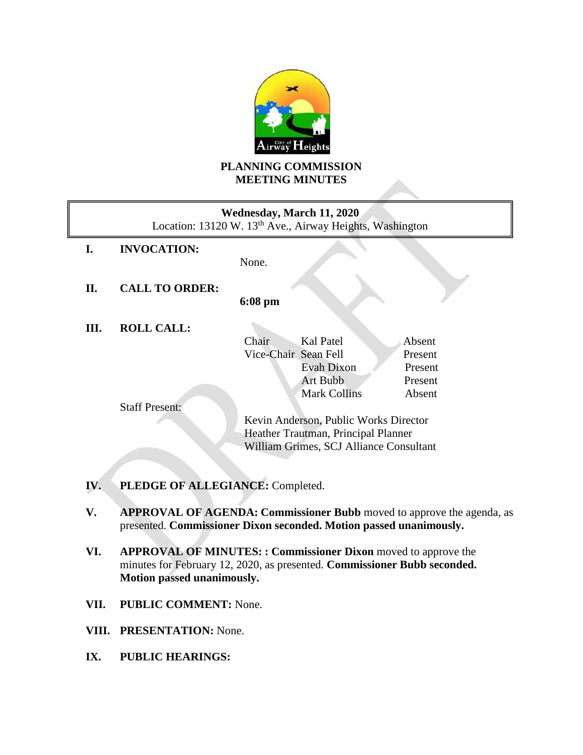# PLANNING COMMISSION MEETING MINUTES

**Wednesday, March 11, 2020**
Location: 13120 W. 13th Ave., Airway Heights, Washington

**I. INVOCATION:** None.

**II. CALL TO ORDER:** **6:08 pm**

**III. ROLL CALL:**

| | | |
|---|---|---|
| Chair | Kal Patel | Absent |
| Vice-Chair | Sean Fell | Present |
| | Evah Dixon | Present |
| | Art Bubb | Present |
| | Mark Collins | Absent |

Staff Present:

Kevin Anderson, Public Works Director
Heather Trautman, Principal Planner
William Grimes, SCJ Alliance Consultant

**IV. PLEDGE OF ALLEGIANCE:** Completed.

**V. APPROVAL OF AGENDA: Commissioner Bubb** moved to approve the agenda, as presented. **Commissioner Dixon seconded. Motion passed unanimously.**

**VI. APPROVAL OF MINUTES: : Commissioner Dixon** moved to approve the minutes for February 12, 2020, as presented. **Commissioner Bubb seconded. Motion passed unanimously.**

**VII. PUBLIC COMMENT:** None.

**VIII. PRESENTATION:** None.

**IX. PUBLIC HEARINGS:**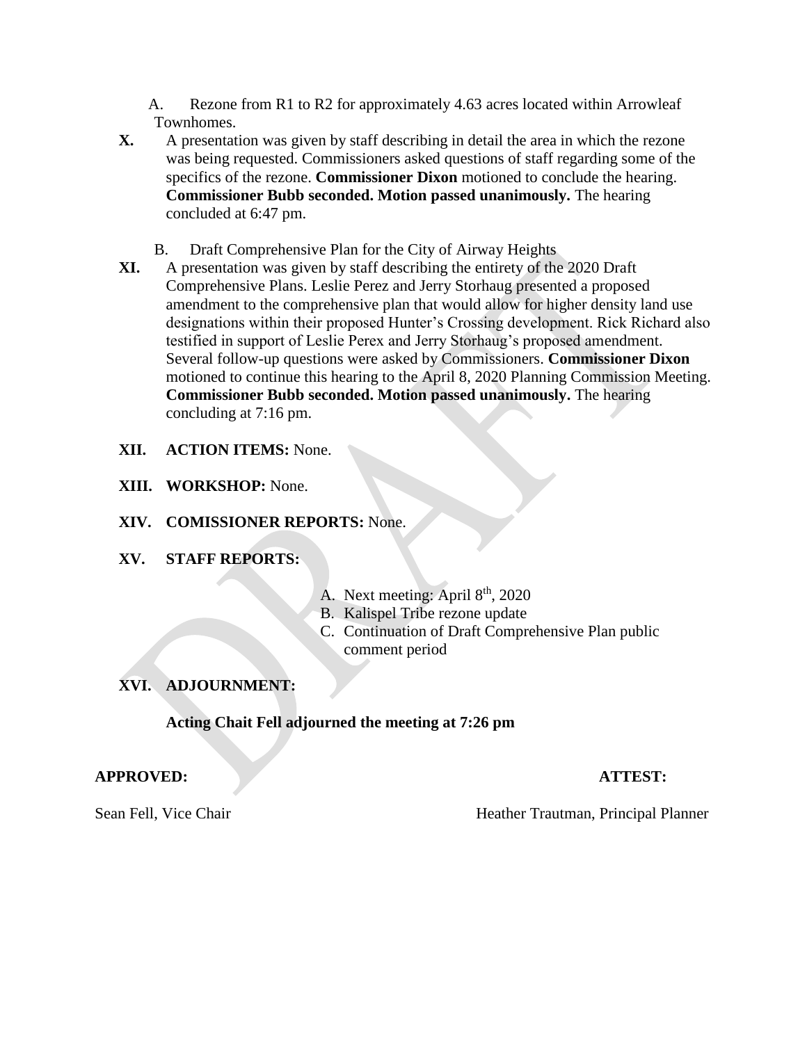A. Rezone from R1 to R2 for approximately 4.63 acres located within Arrowleaf Townhomes.

**X.** A presentation was given by staff describing in detail the area in which the rezone was being requested. Commissioners asked questions of staff regarding some of the specifics of the rezone. **Commissioner Dixon** motioned to conclude the hearing. **Commissioner Bubb seconded. Motion passed unanimously.** The hearing concluded at 6:47 pm.

B. Draft Comprehensive Plan for the City of Airway Heights

**XI.** A presentation was given by staff describing the entirety of the 2020 Draft Comprehensive Plans. Leslie Perez and Jerry Storhaug presented a proposed amendment to the comprehensive plan that would allow for higher density land use designations within their proposed Hunter's Crossing development. Rick Richard also testified in support of Leslie Perex and Jerry Storhaug's proposed amendment. Several follow-up questions were asked by Commissioners. **Commissioner Dixon** motioned to continue this hearing to the April 8, 2020 Planning Commission Meeting. **Commissioner Bubb seconded. Motion passed unanimously.** The hearing concluding at 7:16 pm.

**XII. ACTION ITEMS:** None.

**XIII. WORKSHOP:** None.

**XIV. COMISSIONER REPORTS:** None.

**XV. STAFF REPORTS:**

A. Next meeting: April 8th, 2020
B. Kalispel Tribe rezone update
C. Continuation of Draft Comprehensive Plan public comment period

**XVI. ADJOURNMENT:**

**Acting Chait Fell adjourned the meeting at 7:26 pm**

**APPROVED:** **ATTEST:**

Sean Fell, Vice Chair Heather Trautman, Principal Planner